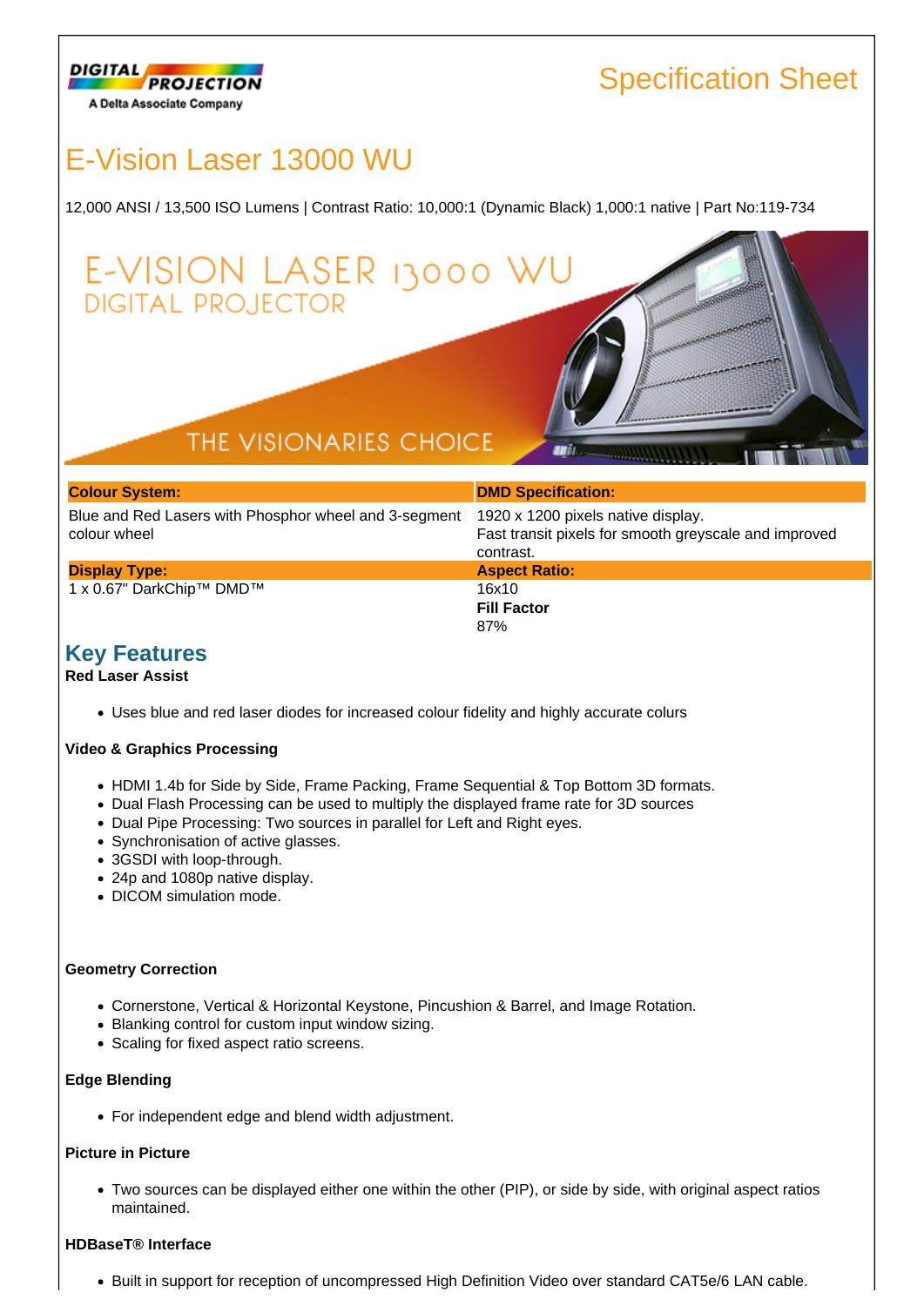Specification Sheet

# E-Vision Laser 13000 WU

12,000 ANSI / 13,500 ISO Lumens | Contrast Ratio: 10,000:1 (Dynamic Black) 1,000:1 native | Part No:119-734

| Colour System: | DMD Specification: |
| --- | --- |
| Blue and Red Lasers with Phosphor wheel and 3-segment colour wheel | 1920 x 1200 pixels native display.<br>Fast transit pixels for smooth greyscale and improved contrast. |
| **Display Type:** | **Aspect Ratio:** |
| 1 x 0.67" DarkChip™ DMD™ | 16x10<br>**Fill Factor**<br>87% |

## Key Features

**Red Laser Assist**

- Uses blue and red laser diodes for increased colour fidelity and highly accurate colurs

**Video & Graphics Processing**

- HDMI 1.4b for Side by Side, Frame Packing, Frame Sequential & Top Bottom 3D formats.
- Dual Flash Processing can be used to multiply the displayed frame rate for 3D sources
- Dual Pipe Processing: Two sources in parallel for Left and Right eyes.
- Synchronisation of active glasses.
- 3GSDI with loop-through.
- 24p and 1080p native display.
- DICOM simulation mode.

**Geometry Correction**

- Cornerstone, Vertical & Horizontal Keystone, Pincushion & Barrel, and Image Rotation.
- Blanking control for custom input window sizing.
- Scaling for fixed aspect ratio screens.

**Edge Blending**

- For independent edge and blend width adjustment.

**Picture in Picture**

- Two sources can be displayed either one within the other (PIP), or side by side, with original aspect ratios maintained.

**HDBaseT® Interface**

- Built in support for reception of uncompressed High Definition Video over standard CAT5e/6 LAN cable.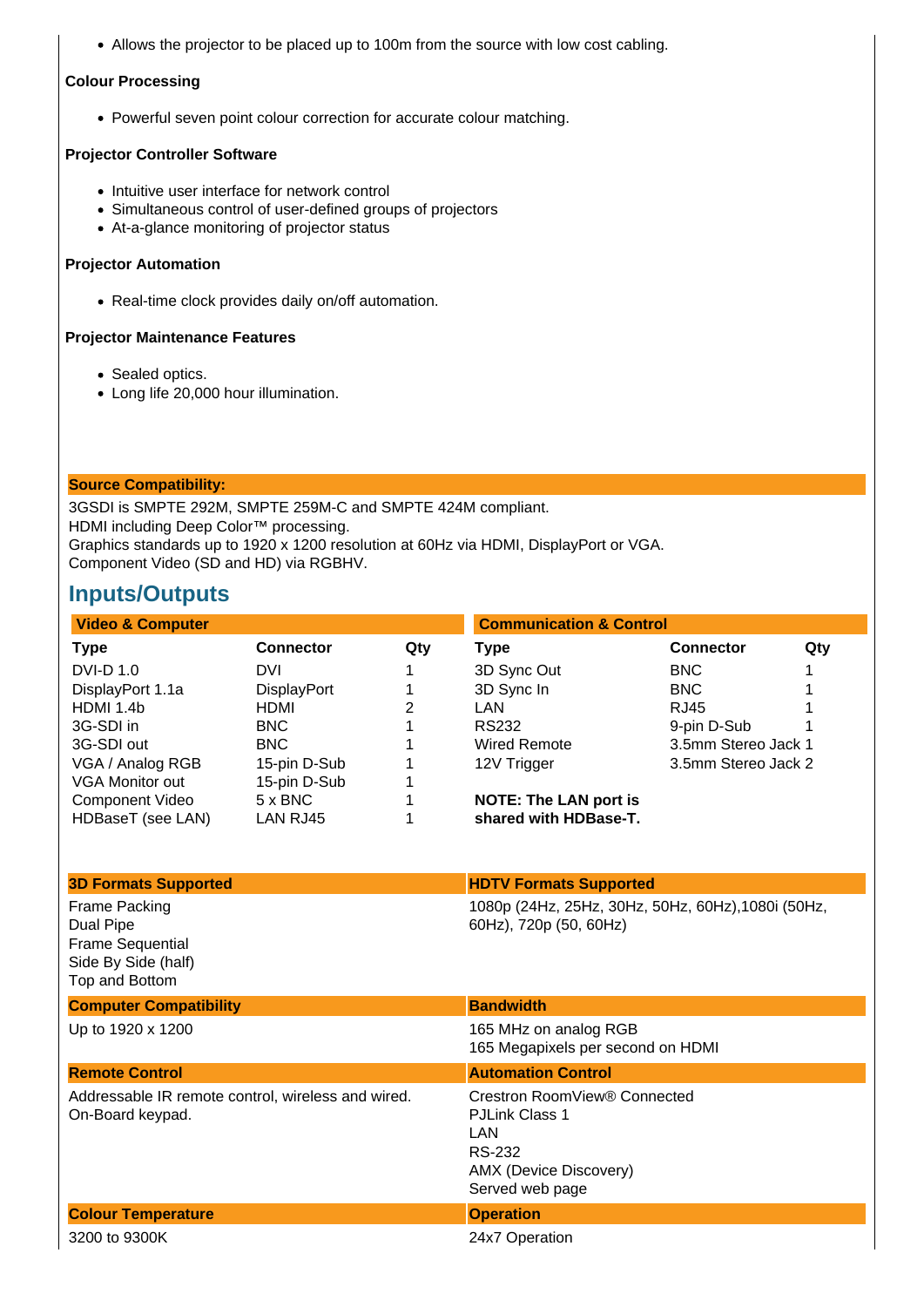- Allows the projector to be placed up to 100m from the source with low cost cabling.

**Colour Processing**

- Powerful seven point colour correction for accurate colour matching.

**Projector Controller Software**

- Intuitive user interface for network control
- Simultaneous control of user-defined groups of projectors
- At-a-glance monitoring of projector status

**Projector Automation**

- Real-time clock provides daily on/off automation.

**Projector Maintenance Features**

- Sealed optics.
- Long life 20,000 hour illumination.

**Source Compatibility:**

3GSDI is SMPTE 292M, SMPTE 259M-C and SMPTE 424M compliant.
HDMI including Deep Color™ processing.
Graphics standards up to 1920 x 1200 resolution at 60Hz via HDMI, DisplayPort or VGA.
Component Video (SD and HD) via RGBHV.

## Inputs/Outputs

**Video & Computer**

| Type | Connector | Qty |
|---|---|---|
| DVI-D 1.0 | DVI | 1 |
| DisplayPort 1.1a | DisplayPort | 1 |
| HDMI 1.4b | HDMI | 2 |
| 3G-SDI in | BNC | 1 |
| 3G-SDI out | BNC | 1 |
| VGA / Analog RGB | 15-pin D-Sub | 1 |
| VGA Monitor out | 15-pin D-Sub | 1 |
| Component Video | 5 x BNC | 1 |
| HDBaseT (see LAN) | LAN RJ45 | 1 |

**Communication & Control**

| Type | Connector | Qty |
|---|---|---|
| 3D Sync Out | BNC | 1 |
| 3D Sync In | BNC | 1 |
| LAN | RJ45 | 1 |
| RS232 | 9-pin D-Sub | 1 |
| Wired Remote | 3.5mm Stereo Jack | 1 |
| 12V Trigger | 3.5mm Stereo Jack | 2 |

**NOTE: The LAN port is shared with HDBase-T.**

**3D Formats Supported**

Frame Packing
Dual Pipe
Frame Sequential
Side By Side (half)
Top and Bottom

**HDTV Formats Supported**

1080p (24Hz, 25Hz, 30Hz, 50Hz, 60Hz),1080i (50Hz, 60Hz), 720p (50, 60Hz)

**Computer Compatibility**

Up to 1920 x 1200

**Bandwidth**

165 MHz on analog RGB
165 Megapixels per second on HDMI

**Remote Control**

Addressable IR remote control, wireless and wired.
On-Board keypad.

**Automation Control**

Crestron RoomView® Connected
PJLink Class 1
LAN
RS-232
AMX (Device Discovery)
Served web page

**Colour Temperature**

3200 to 9300K

**Operation**

24x7 Operation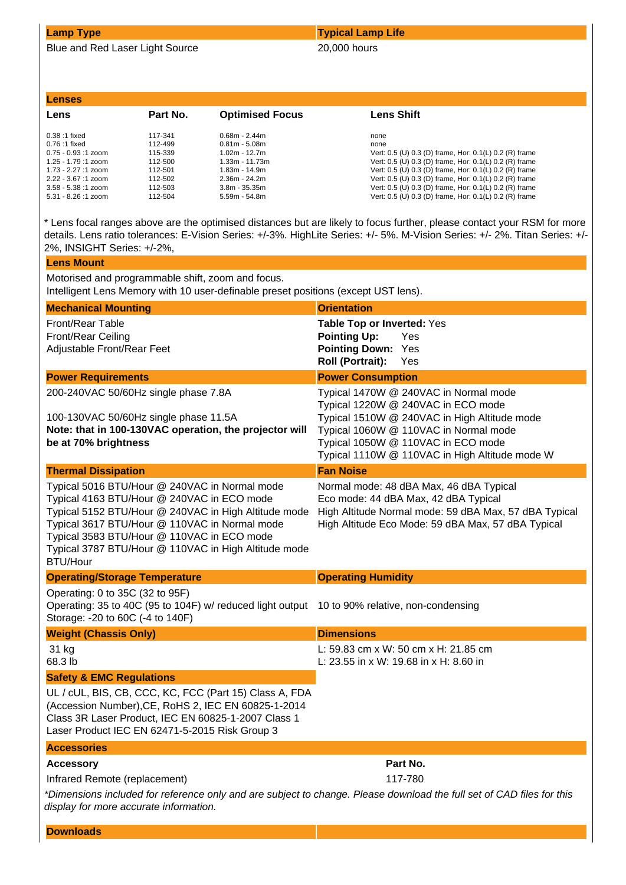| Lamp Type | Typical Lamp Life |
|---|---|
| Blue and Red Laser Light Source | 20,000 hours |

## Lenses

| Lens | Part No. | Optimised Focus | Lens Shift |
|---|---|---|---|
| 0.38 :1 fixed | 117-341 | 0.68m - 2.44m | none |
| 0.76 :1 fixed | 112-499 | 0.81m - 5.08m | none |
| 0.75 - 0.93 :1 zoom | 115-339 | 1.02m - 12.7m | Vert: 0.5 (U) 0.3 (D) frame, Hor: 0.1(L) 0.2 (R) frame |
| 1.25 - 1.79 :1 zoom | 112-500 | 1.33m - 11.73m | Vert: 0.5 (U) 0.3 (D) frame, Hor: 0.1(L) 0.2 (R) frame |
| 1.73 - 2.27 :1 zoom | 112-501 | 1.83m - 14.9m | Vert: 0.5 (U) 0.3 (D) frame, Hor: 0.1(L) 0.2 (R) frame |
| 2.22 - 3.67 :1 zoom | 112-502 | 2.36m - 24.2m | Vert: 0.5 (U) 0.3 (D) frame, Hor: 0.1(L) 0.2 (R) frame |
| 3.58 - 5.38 :1 zoom | 112-503 | 3.8m - 35.35m | Vert: 0.5 (U) 0.3 (D) frame, Hor: 0.1(L) 0.2 (R) frame |
| 5.31 - 8.26 :1 zoom | 112-504 | 5.59m - 54.8m | Vert: 0.5 (U) 0.3 (D) frame, Hor: 0.1(L) 0.2 (R) frame |

* Lens focal ranges above are the optimised distances but are likely to focus further, please contact your RSM for more details. Lens ratio tolerances: E-Vision Series: +/-3%. HighLite Series: +/- 5%. M-Vision Series: +/- 2%. Titan Series: +/-2%, INSIGHT Series: +/-2%,

## Lens Mount

Motorised and programmable shift, zoom and focus.
Intelligent Lens Memory with 10 user-definable preset positions (except UST lens).

## Mechanical Mounting

Front/Rear Table
Front/Rear Ceiling
Adjustable Front/Rear Feet

## Orientation

**Table Top or Inverted:** Yes
**Pointing Up:** Yes
**Pointing Down:** Yes
**Roll (Portrait):** Yes

## Power Requirements

200-240VAC 50/60Hz single phase 7.8A

100-130VAC 50/60Hz single phase 11.5A
**Note: that in 100-130VAC operation, the projector will be at 70% brightness**

## Power Consumption

Typical 1470W @ 240VAC in Normal mode
Typical 1220W @ 240VAC in ECO mode
Typical 1510W @ 240VAC in High Altitude mode
Typical 1060W @ 110VAC in Normal mode
Typical 1050W @ 110VAC in ECO mode
Typical 1110W @ 110VAC in High Altitude mode W

## Thermal Dissipation

Typical 5016 BTU/Hour @ 240VAC in Normal mode
Typical 4163 BTU/Hour @ 240VAC in ECO mode
Typical 5152 BTU/Hour @ 240VAC in High Altitude mode
Typical 3617 BTU/Hour @ 110VAC in Normal mode
Typical 3583 BTU/Hour @ 110VAC in ECO mode
Typical 3787 BTU/Hour @ 110VAC in High Altitude mode BTU/Hour

## Fan Noise

Normal mode: 48 dBA Max, 46 dBA Typical
Eco mode: 44 dBA Max, 42 dBA Typical
High Altitude Normal mode: 59 dBA Max, 57 dBA Typical
High Altitude Eco Mode: 59 dBA Max, 57 dBA Typical

## Operating/Storage Temperature

Operating: 0 to 35C (32 to 95F)
Operating: 35 to 40C (95 to 104F) w/ reduced light output
Storage: -20 to 60C (-4 to 140F)

## Operating Humidity

10 to 90% relative, non-condensing

## Weight (Chassis Only)

31 kg
68.3 lb

## Dimensions

L: 59.83 cm x W: 50 cm x H: 21.85 cm
L: 23.55 in x W: 19.68 in x H: 8.60 in

## Safety & EMC Regulations

UL / cUL, BIS, CB, CCC, KC, FCC (Part 15) Class A, FDA (Accession Number),CE, RoHS 2, IEC EN 60825-1-2014 Class 3R Laser Product, IEC EN 60825-1-2007 Class 1 Laser Product IEC EN 62471-5-2015 Risk Group 3

## Accessories

| Accessory | Part No. |
|---|---|
| Infrared Remote (replacement) | 117-780 |

*\*Dimensions included for reference only and are subject to change. Please download the full set of CAD files for this display for more accurate information.*

## Downloads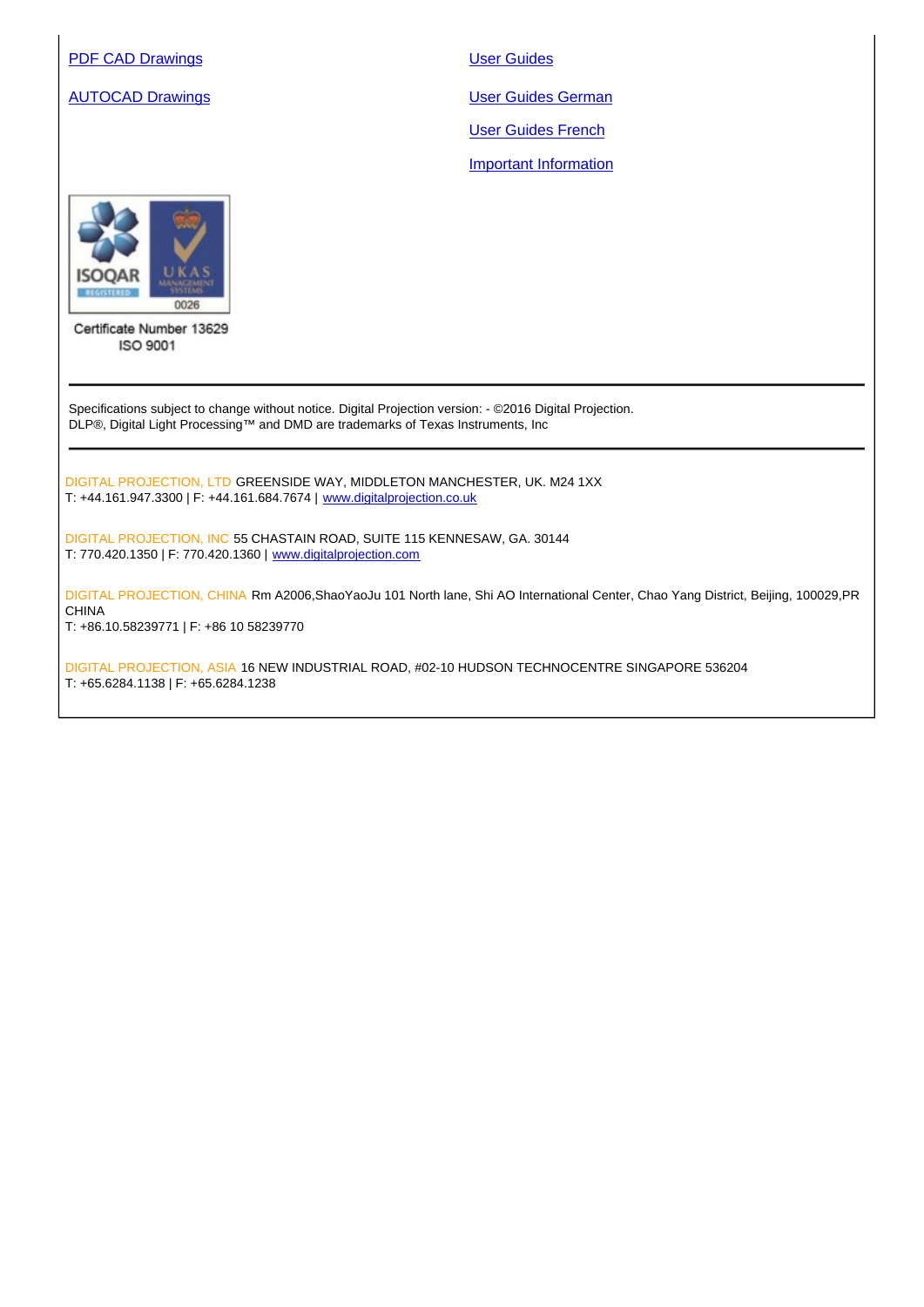PDF CAD Drawings

AUTOCAD Drawings

User Guides

User Guides German

User Guides French

Important Information

Certificate Number 13629
ISO 9001

---

Specifications subject to change without notice. Digital Projection version: - ©2016 Digital Projection.
DLP®, Digital Light Processing™ and DMD are trademarks of Texas Instruments, Inc

---

DIGITAL PROJECTION, LTD GREENSIDE WAY, MIDDLETON MANCHESTER, UK. M24 1XX
T: +44.161.947.3300 | F: +44.161.684.7674 | www.digitalprojection.co.uk

DIGITAL PROJECTION, INC 55 CHASTAIN ROAD, SUITE 115 KENNESAW, GA. 30144
T: 770.420.1350 | F: 770.420.1360 | www.digitalprojection.com

DIGITAL PROJECTION, CHINA Rm A2006,ShaoYaoJu 101 North lane, Shi AO International Center, Chao Yang District, Beijing, 100029,PR CHINA
T: +86.10.58239771 | F: +86 10 58239770

DIGITAL PROJECTION, ASIA 16 NEW INDUSTRIAL ROAD, #02-10 HUDSON TECHNOCENTRE SINGAPORE 536204
T: +65.6284.1138 | F: +65.6284.1238